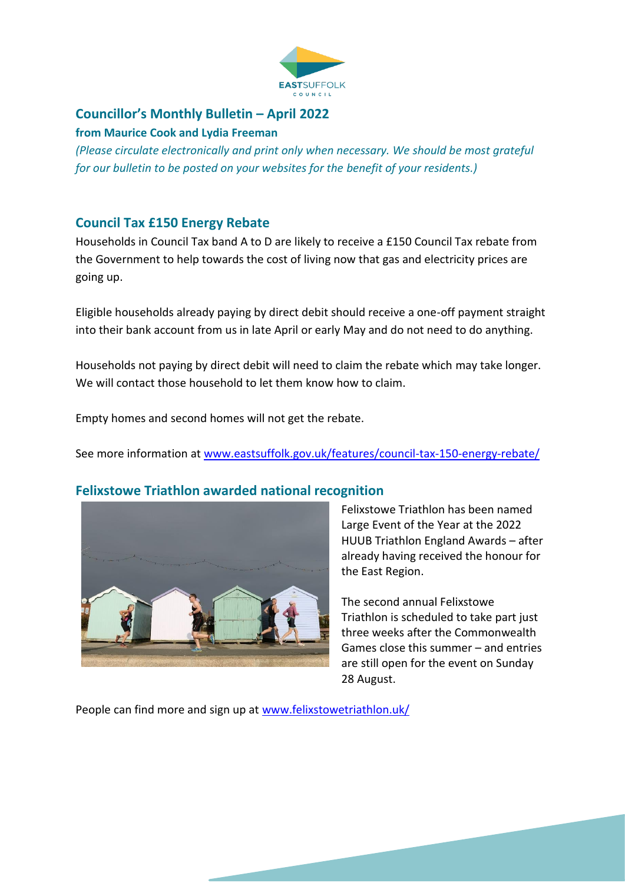# Councillor's Monthly Bulletin – April 2022

**from Maurice Cook and Lydia Freeman**

*(Please circulate electronically and print only when necessary. We should be most grateful for our bulletin to be posted on your websites for the benefit of your residents.)*

## Council Tax £150 Energy Rebate

Households in Council Tax band A to D are likely to receive a £150 Council Tax rebate from the Government to help towards the cost of living now that gas and electricity prices are going up.

Eligible households already paying by direct debit should receive a one-off payment straight into their bank account from us in late April or early May and do not need to do anything.

Households not paying by direct debit will need to claim the rebate which may take longer. We will contact those household to let them know how to claim.

Empty homes and second homes will not get the rebate.

See more information at www.eastsuffolk.gov.uk/features/council-tax-150-energy-rebate/

## Felixstowe Triathlon awarded national recognition

Felixstowe Triathlon has been named Large Event of the Year at the 2022 HUUB Triathlon England Awards – after already having received the honour for the East Region.

The second annual Felixstowe Triathlon is scheduled to take part just three weeks after the Commonwealth Games close this summer – and entries are still open for the event on Sunday 28 August.

People can find more and sign up at www.felixstowetriathlon.uk/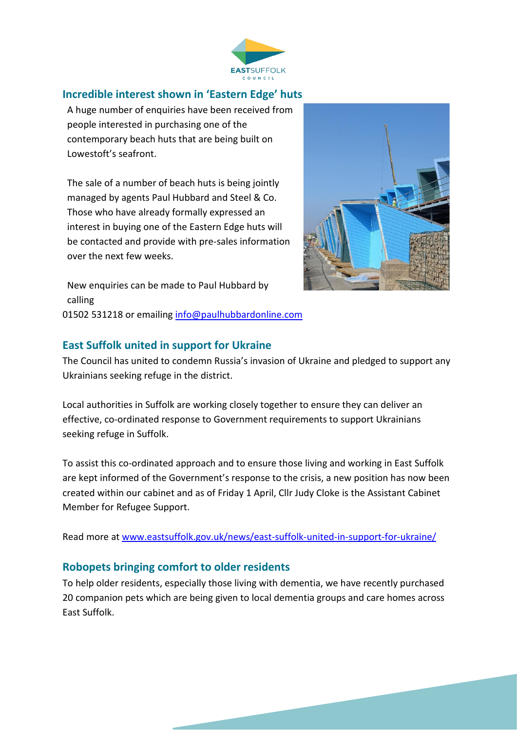## Incredible interest shown in 'Eastern Edge' huts

A huge number of enquiries have been received from people interested in purchasing one of the contemporary beach huts that are being built on Lowestoft's seafront.

The sale of a number of beach huts is being jointly managed by agents Paul Hubbard and Steel & Co. Those who have already formally expressed an interest in buying one of the Eastern Edge huts will be contacted and provide with pre-sales information over the next few weeks.

New enquiries can be made to Paul Hubbard by calling 01502 531218 or emailing info@paulhubbardonline.com

## East Suffolk united in support for Ukraine

The Council has united to condemn Russia's invasion of Ukraine and pledged to support any Ukrainians seeking refuge in the district.

Local authorities in Suffolk are working closely together to ensure they can deliver an effective, co-ordinated response to Government requirements to support Ukrainians seeking refuge in Suffolk.

To assist this co-ordinated approach and to ensure those living and working in East Suffolk are kept informed of the Government's response to the crisis, a new position has now been created within our cabinet and as of Friday 1 April, Cllr Judy Cloke is the Assistant Cabinet Member for Refugee Support.

Read more at www.eastsuffolk.gov.uk/news/east-suffolk-united-in-support-for-ukraine/

## Robopets bringing comfort to older residents

To help older residents, especially those living with dementia, we have recently purchased 20 companion pets which are being given to local dementia groups and care homes across East Suffolk.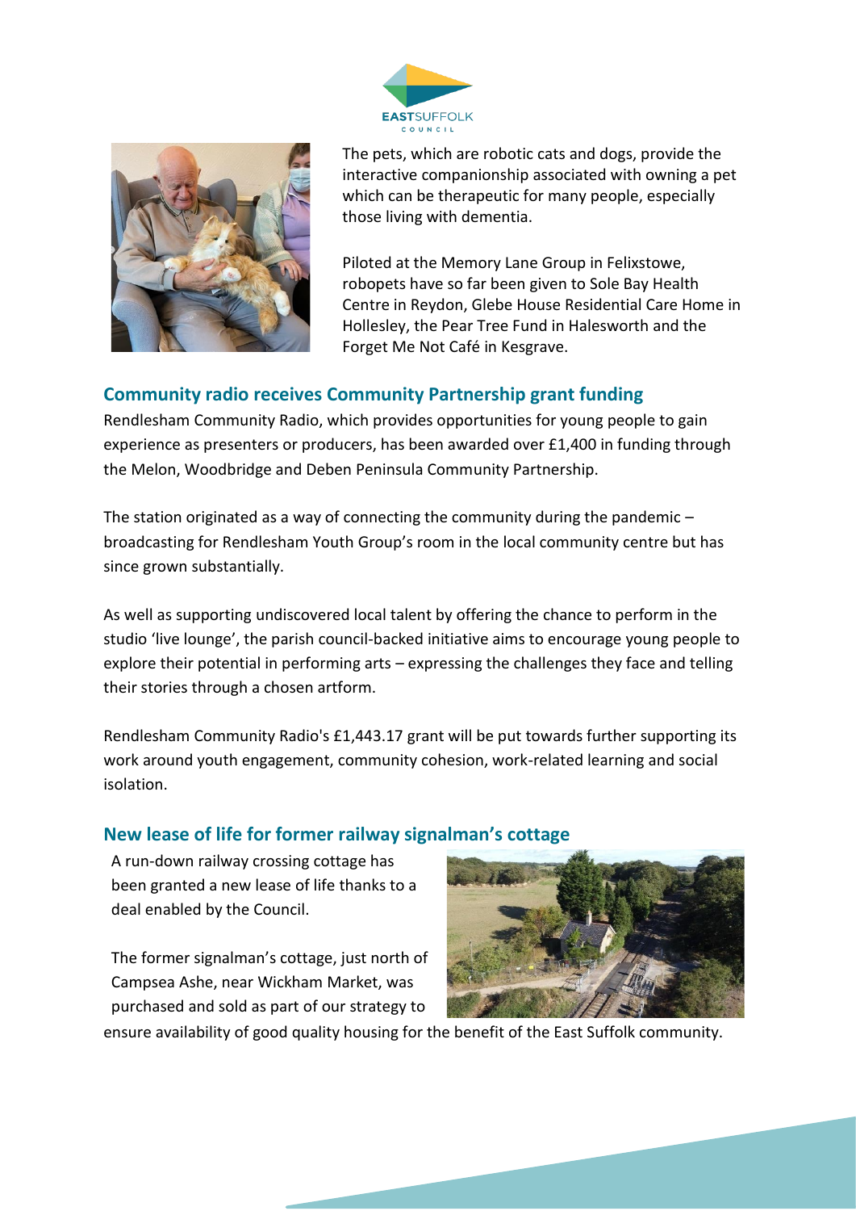The pets, which are robotic cats and dogs, provide the interactive companionship associated with owning a pet which can be therapeutic for many people, especially those living with dementia.

Piloted at the Memory Lane Group in Felixstowe, robopets have so far been given to Sole Bay Health Centre in Reydon, Glebe House Residential Care Home in Hollesley, the Pear Tree Fund in Halesworth and the Forget Me Not Café in Kesgrave.

## Community radio receives Community Partnership grant funding

Rendlesham Community Radio, which provides opportunities for young people to gain experience as presenters or producers, has been awarded over £1,400 in funding through the Melon, Woodbridge and Deben Peninsula Community Partnership.

The station originated as a way of connecting the community during the pandemic – broadcasting for Rendlesham Youth Group's room in the local community centre but has since grown substantially.

As well as supporting undiscovered local talent by offering the chance to perform in the studio 'live lounge', the parish council-backed initiative aims to encourage young people to explore their potential in performing arts – expressing the challenges they face and telling their stories through a chosen artform.

Rendlesham Community Radio's £1,443.17 grant will be put towards further supporting its work around youth engagement, community cohesion, work-related learning and social isolation.

## New lease of life for former railway signalman's cottage

A run-down railway crossing cottage has been granted a new lease of life thanks to a deal enabled by the Council.

The former signalman's cottage, just north of Campsea Ashe, near Wickham Market, was purchased and sold as part of our strategy to ensure availability of good quality housing for the benefit of the East Suffolk community.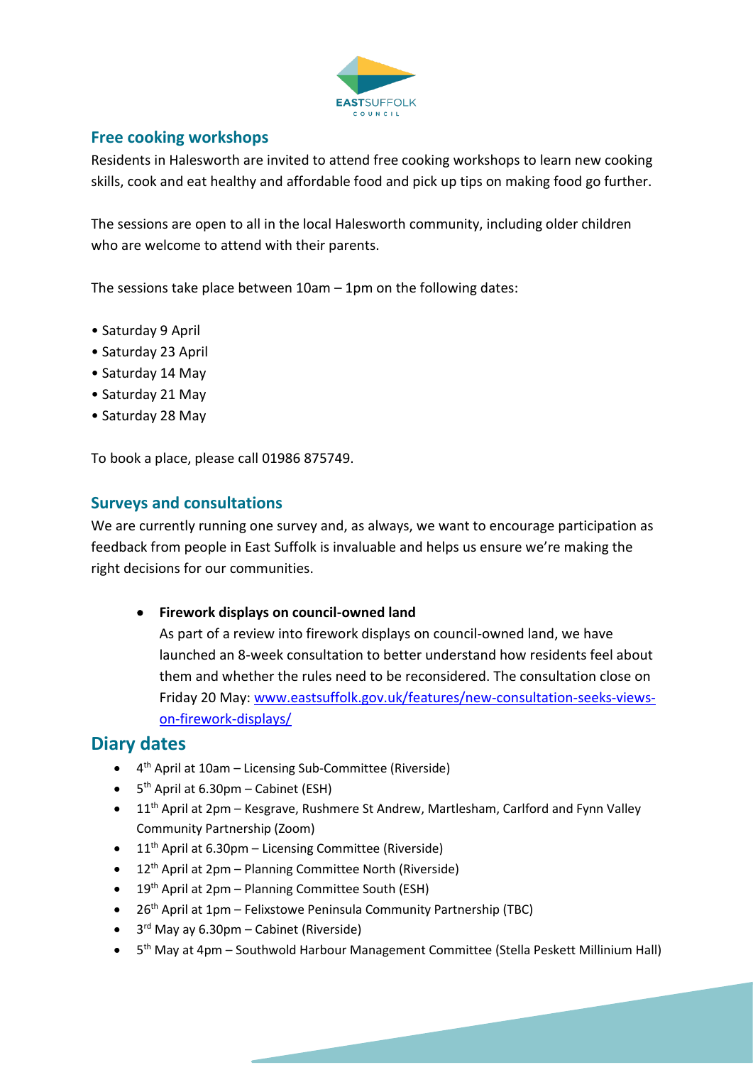## Free cooking workshops

Residents in Halesworth are invited to attend free cooking workshops to learn new cooking skills, cook and eat healthy and affordable food and pick up tips on making food go further.

The sessions are open to all in the local Halesworth community, including older children who are welcome to attend with their parents.

The sessions take place between 10am – 1pm on the following dates:

- Saturday 9 April
- Saturday 23 April
- Saturday 14 May
- Saturday 21 May
- Saturday 28 May

To book a place, please call 01986 875749.

## Surveys and consultations

We are currently running one survey and, as always, we want to encourage participation as feedback from people in East Suffolk is invaluable and helps us ensure we're making the right decisions for our communities.

- **Firework displays on council-owned land**
  As part of a review into firework displays on council-owned land, we have launched an 8-week consultation to better understand how residents feel about them and whether the rules need to be reconsidered. The consultation close on Friday 20 May: [www.eastsuffolk.gov.uk/features/new-consultation-seeks-views-on-firework-displays/](www.eastsuffolk.gov.uk/features/new-consultation-seeks-views-on-firework-displays/)

## Diary dates

- 4th April at 10am – Licensing Sub-Committee (Riverside)
- 5th April at 6.30pm – Cabinet (ESH)
- 11th April at 2pm – Kesgrave, Rushmere St Andrew, Martlesham, Carlford and Fynn Valley Community Partnership (Zoom)
- 11th April at 6.30pm – Licensing Committee (Riverside)
- 12th April at 2pm – Planning Committee North (Riverside)
- 19th April at 2pm – Planning Committee South (ESH)
- 26th April at 1pm – Felixstowe Peninsula Community Partnership (TBC)
- 3rd May ay 6.30pm – Cabinet (Riverside)
- 5th May at 4pm – Southwold Harbour Management Committee (Stella Peskett Millinium Hall)